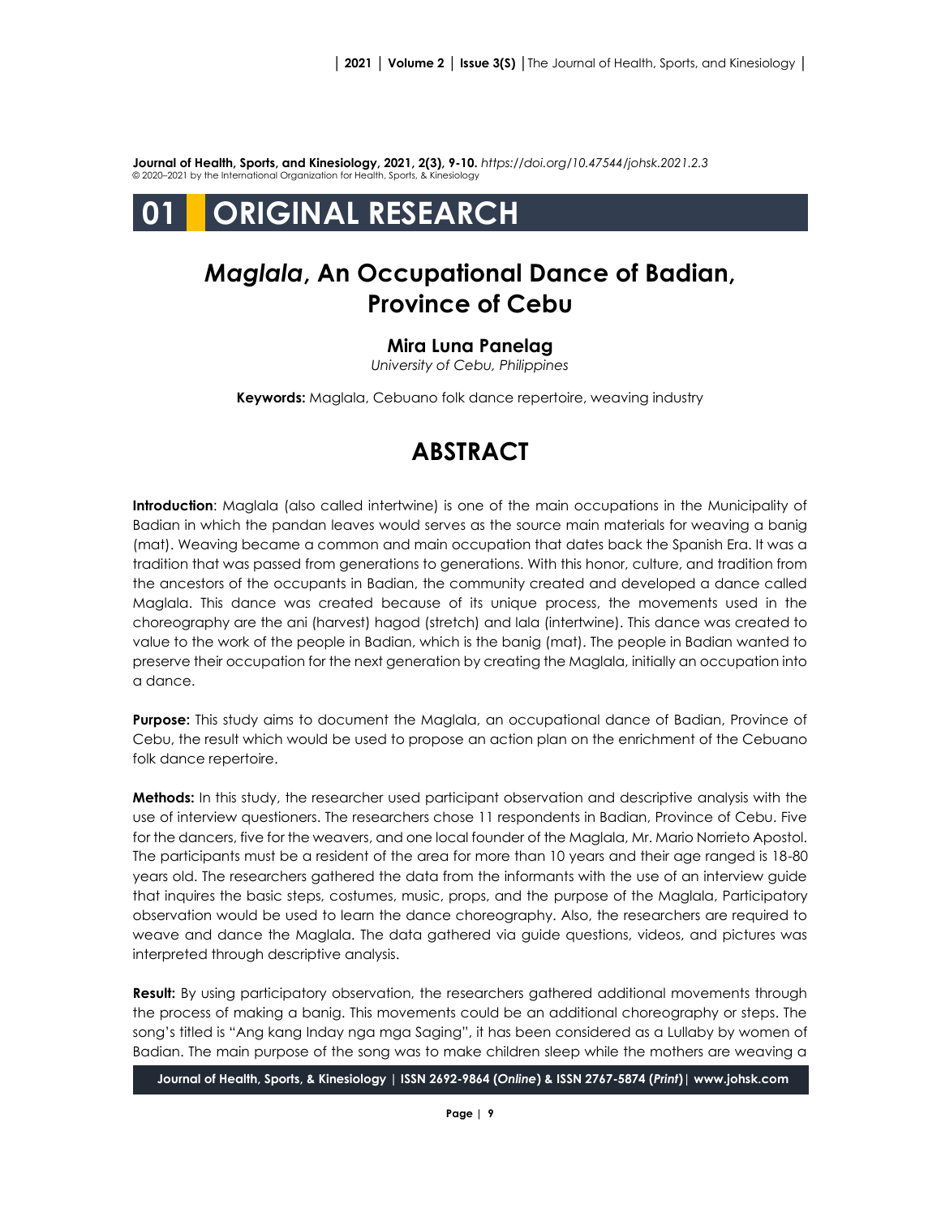**Journal of Health, Sports, and Kinesiology, 2021, 2(3), 9-10.** *https://doi.org/10.47544/johsk.2021.2.3*
© 2020–2021 by the International Organization for Health, Sports, & Kinesiology

# 01 ORIGINAL RESEARCH

## *Maglala*, An Occupational Dance of Badian, Province of Cebu

**Mira Luna Panelag**
*University of Cebu, Philippines*

**Keywords:** Maglala, Cebuano folk dance repertoire, weaving industry

## ABSTRACT

**Introduction**: Maglala (also called intertwine) is one of the main occupations in the Municipality of Badian in which the pandan leaves would serves as the source main materials for weaving a banig (mat). Weaving became a common and main occupation that dates back the Spanish Era. It was a tradition that was passed from generations to generations. With this honor, culture, and tradition from the ancestors of the occupants in Badian, the community created and developed a dance called Maglala. This dance was created because of its unique process, the movements used in the choreography are the ani (harvest) hagod (stretch) and lala (intertwine). This dance was created to value to the work of the people in Badian, which is the banig (mat). The people in Badian wanted to preserve their occupation for the next generation by creating the Maglala, initially an occupation into a dance.

**Purpose:** This study aims to document the Maglala, an occupational dance of Badian, Province of Cebu, the result which would be used to propose an action plan on the enrichment of the Cebuano folk dance repertoire.

**Methods:** In this study, the researcher used participant observation and descriptive analysis with the use of interview questioners. The researchers chose 11 respondents in Badian, Province of Cebu. Five for the dancers, five for the weavers, and one local founder of the Maglala, Mr. Mario Norrieto Apostol. The participants must be a resident of the area for more than 10 years and their age ranged is 18-80 years old. The researchers gathered the data from the informants with the use of an interview guide that inquires the basic steps, costumes, music, props, and the purpose of the Maglala, Participatory observation would be used to learn the dance choreography. Also, the researchers are required to weave and dance the Maglala. The data gathered via guide questions, videos, and pictures was interpreted through descriptive analysis.

**Result:** By using participatory observation, the researchers gathered additional movements through the process of making a banig. This movements could be an additional choreography or steps. The song's titled is "Ang kang Inday nga mga Saging", it has been considered as a Lullaby by women of Badian. The main purpose of the song was to make children sleep while the mothers are weaving a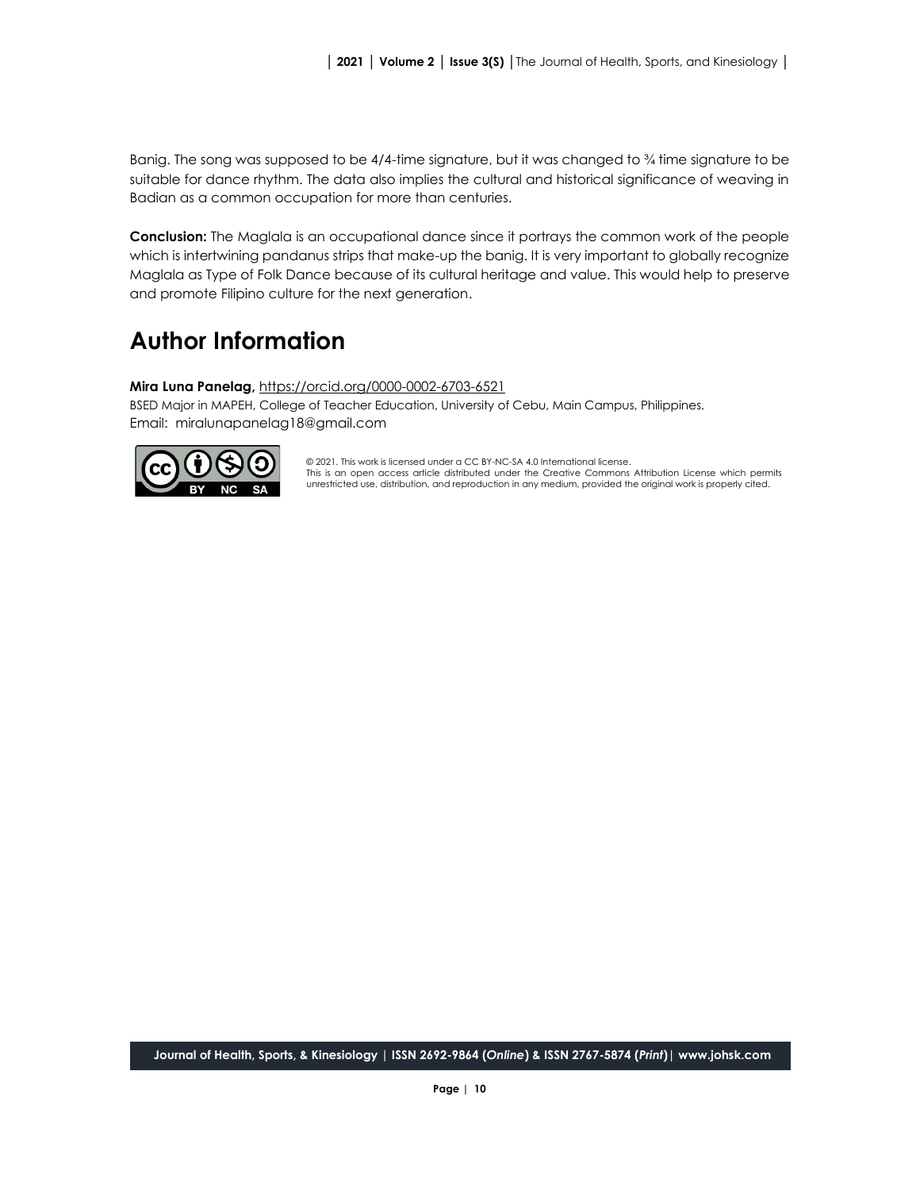Banig. The song was supposed to be 4/4-time signature, but it was changed to ¾ time signature to be suitable for dance rhythm. The data also implies the cultural and historical significance of weaving in Badian as a common occupation for more than centuries.

**Conclusion:** The Maglala is an occupational dance since it portrays the common work of the people which is intertwining pandanus strips that make-up the banig. It is very important to globally recognize Maglala as Type of Folk Dance because of its cultural heritage and value. This would help to preserve and promote Filipino culture for the next generation.

# Author Information

**Mira Luna Panelag**, https://orcid.org/0000-0002-6703-6521
BSED Major in MAPEH, College of Teacher Education, University of Cebu, Main Campus, Philippines.
Email: miralunapanelag18@gmail.com

© 2021. This work is licensed under a CC BY-NC-SA 4.0 International license.
This is an open access article distributed under the Creative Commons Attribution License which permits unrestricted use, distribution, and reproduction in any medium, provided the original work is properly cited.